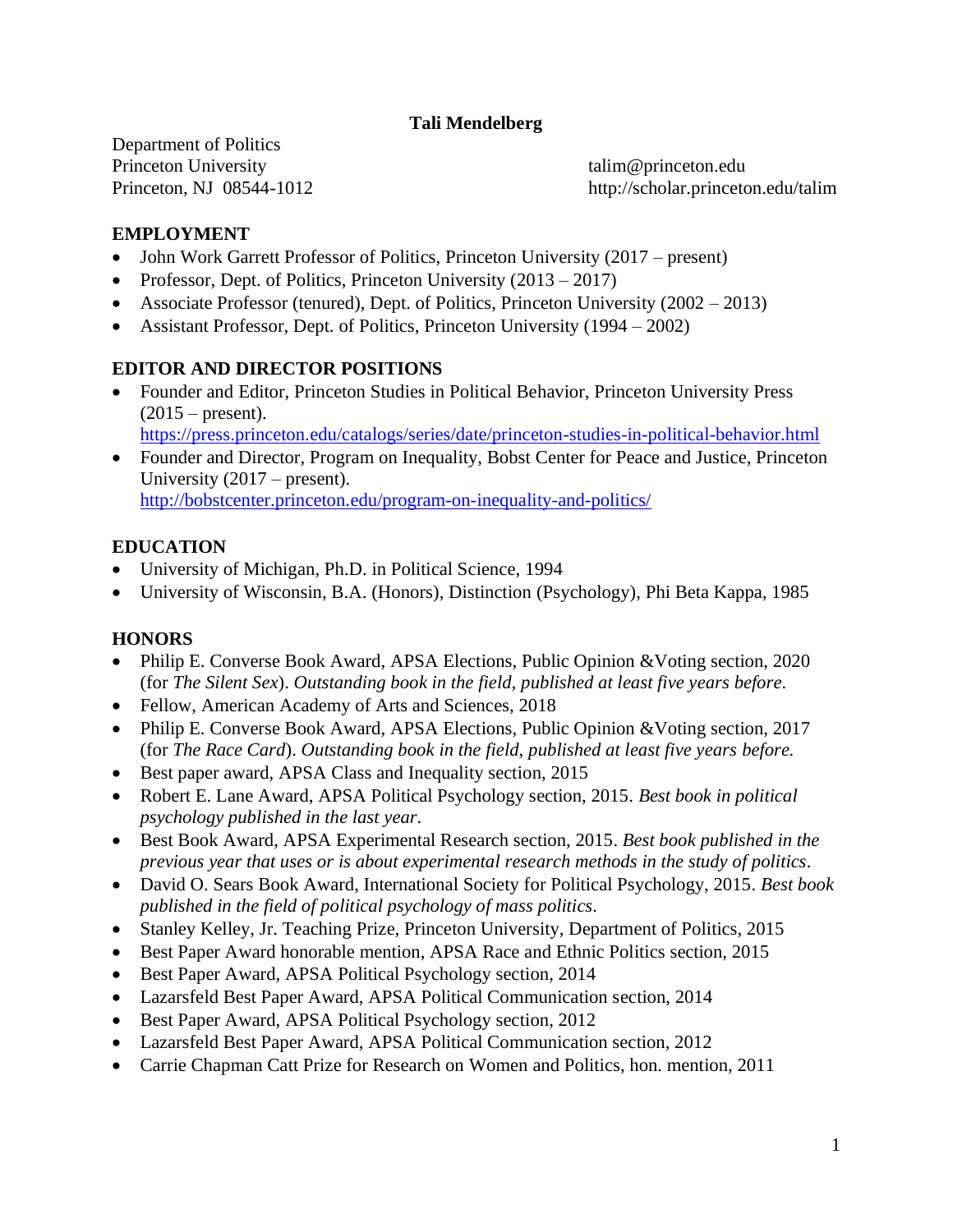# Tali Mendelberg

Department of Politics
Princeton University
Princeton, NJ 08544-1012

talim@princeton.edu
http://scholar.princeton.edu/talim

## EMPLOYMENT

- John Work Garrett Professor of Politics, Princeton University (2017 – present)
- Professor, Dept. of Politics, Princeton University (2013 – 2017)
- Associate Professor (tenured), Dept. of Politics, Princeton University (2002 – 2013)
- Assistant Professor, Dept. of Politics, Princeton University (1994 – 2002)

## EDITOR AND DIRECTOR POSITIONS

- Founder and Editor, Princeton Studies in Political Behavior, Princeton University Press (2015 – present). https://press.princeton.edu/catalogs/series/date/princeton-studies-in-political-behavior.html
- Founder and Director, Program on Inequality, Bobst Center for Peace and Justice, Princeton University (2017 – present). http://bobstcenter.princeton.edu/program-on-inequality-and-politics/

## EDUCATION

- University of Michigan, Ph.D. in Political Science, 1994
- University of Wisconsin, B.A. (Honors), Distinction (Psychology), Phi Beta Kappa, 1985

## HONORS

- Philip E. Converse Book Award, APSA Elections, Public Opinion &Voting section, 2020 (for *The Silent Sex*). *Outstanding book in the field, published at least five years before.*
- Fellow, American Academy of Arts and Sciences, 2018
- Philip E. Converse Book Award, APSA Elections, Public Opinion &Voting section, 2017 (for *The Race Card*). *Outstanding book in the field, published at least five years before.*
- Best paper award, APSA Class and Inequality section, 2015
- Robert E. Lane Award, APSA Political Psychology section, 2015. *Best book in political psychology published in the last year.*
- Best Book Award, APSA Experimental Research section, 2015. *Best book published in the previous year that uses or is about experimental research methods in the study of politics*.
- David O. Sears Book Award, International Society for Political Psychology, 2015. *Best book published in the field of political psychology of mass politics*.
- Stanley Kelley, Jr. Teaching Prize, Princeton University, Department of Politics, 2015
- Best Paper Award honorable mention, APSA Race and Ethnic Politics section, 2015
- Best Paper Award, APSA Political Psychology section, 2014
- Lazarsfeld Best Paper Award, APSA Political Communication section, 2014
- Best Paper Award, APSA Political Psychology section, 2012
- Lazarsfeld Best Paper Award, APSA Political Communication section, 2012
- Carrie Chapman Catt Prize for Research on Women and Politics, hon. mention, 2011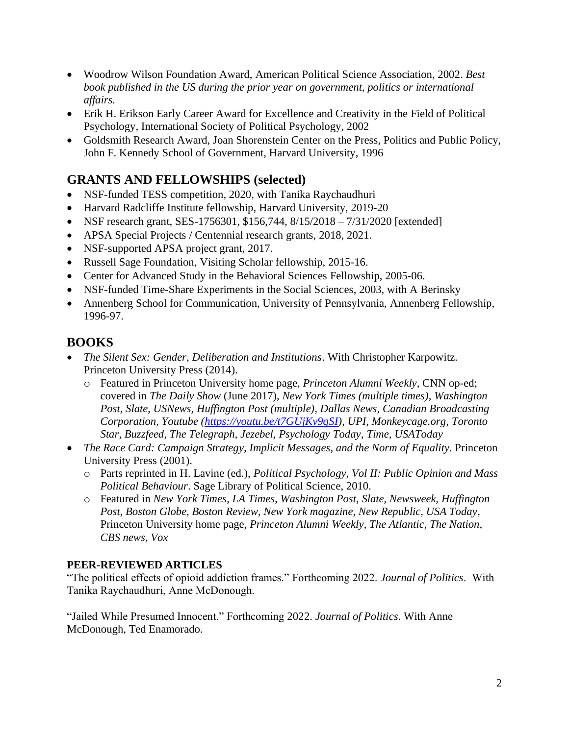- Woodrow Wilson Foundation Award, American Political Science Association, 2002. *Best book published in the US during the prior year on government, politics or international affairs.*
- Erik H. Erikson Early Career Award for Excellence and Creativity in the Field of Political Psychology, International Society of Political Psychology, 2002
- Goldsmith Research Award, Joan Shorenstein Center on the Press, Politics and Public Policy, John F. Kennedy School of Government, Harvard University, 1996

## GRANTS AND FELLOWSHIPS (selected)

- NSF-funded TESS competition, 2020, with Tanika Raychaudhuri
- Harvard Radcliffe Institute fellowship, Harvard University, 2019-20
- NSF research grant, SES-1756301, $156,744, 8/15/2018 – 7/31/2020 [extended]
- APSA Special Projects / Centennial research grants, 2018, 2021.
- NSF-supported APSA project grant, 2017.
- Russell Sage Foundation, Visiting Scholar fellowship, 2015-16.
- Center for Advanced Study in the Behavioral Sciences Fellowship, 2005-06.
- NSF-funded Time-Share Experiments in the Social Sciences, 2003, with A Berinsky
- Annenberg School for Communication, University of Pennsylvania, Annenberg Fellowship, 1996-97.

## BOOKS

- *The Silent Sex: Gender, Deliberation and Institutions*. With Christopher Karpowitz. Princeton University Press (2014).
  - Featured in Princeton University home page, *Princeton Alumni Weekly*, CNN op-ed; covered in *The Daily Show* (June 2017), *New York Times (multiple times), Washington Post, Slate, USNews, Huffington Post (multiple), Dallas News, Canadian Broadcasting Corporation, Youtube ([https://youtu.be/t7GUjKv9qSI](https://youtu.be/t7GUjKv9qSI)), UPI, Monkeycage.org, Toronto Star, Buzzfeed, The Telegraph, Jezebel, Psychology Today, Time, USAToday*
- *The Race Card: Campaign Strategy, Implicit Messages, and the Norm of Equality.* Princeton University Press (2001).
  - Parts reprinted in H. Lavine (ed.), *Political Psychology, Vol II: Public Opinion and Mass Political Behaviour*. Sage Library of Political Science, 2010.
  - Featured in *New York Times, LA Times, Washington Post, Slate, Newsweek, Huffington Post, Boston Globe, Boston Review, New York magazine, New Republic, USA Today*, Princeton University home page, *Princeton Alumni Weekly, The Atlantic, The Nation, CBS news, Vox*

### PEER-REVIEWED ARTICLES

"The political effects of opioid addiction frames." Forthcoming 2022. *Journal of Politics*. With Tanika Raychaudhuri, Anne McDonough.

"Jailed While Presumed Innocent." Forthcoming 2022. *Journal of Politics*. With Anne McDonough, Ted Enamorado.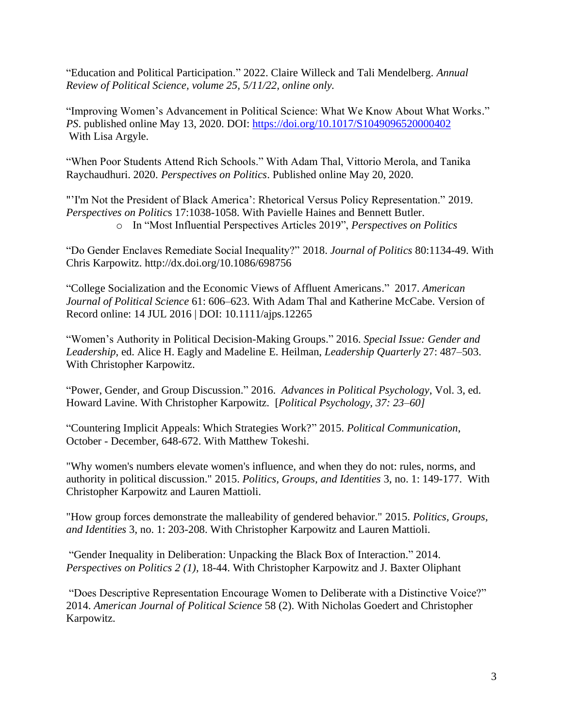"Education and Political Participation." 2022. Claire Willeck and Tali Mendelberg. *Annual Review of Political Science, volume 25, 5/11/22, online only.*

"Improving Women's Advancement in Political Science: What We Know About What Works." *PS*. published online May 13, 2020. DOI: https://doi.org/10.1017/S1049096520000402 With Lisa Argyle.

"When Poor Students Attend Rich Schools." With Adam Thal, Vittorio Merola, and Tanika Raychaudhuri. 2020. *Perspectives on Politics*. Published online May 20, 2020.

"'I'm Not the President of Black America': Rhetorical Versus Policy Representation." 2019. *Perspectives on Politics* 17:1038-1058. With Pavielle Haines and Bennett Butler.

- In "Most Influential Perspectives Articles 2019", *Perspectives on Politics*

"Do Gender Enclaves Remediate Social Inequality?" 2018. *Journal of Politics* 80:1134-49. With Chris Karpowitz. http://dx.doi.org/10.1086/698756

"College Socialization and the Economic Views of Affluent Americans." 2017. *American Journal of Political Science* 61: 606–623. With Adam Thal and Katherine McCabe. Version of Record online: 14 JUL 2016 | DOI: 10.1111/ajps.12265

"Women's Authority in Political Decision-Making Groups." 2016. *Special Issue: Gender and Leadership*, ed. Alice H. Eagly and Madeline E. Heilman, *Leadership Quarterly* 27: 487–503. With Christopher Karpowitz.

"Power, Gender, and Group Discussion." 2016. *Advances in Political Psychology*, Vol. 3, ed. Howard Lavine. With Christopher Karpowitz. [*Political Psychology, 37: 23–60]*

"Countering Implicit Appeals: Which Strategies Work?" 2015. *Political Communication*, October - December, 648-672. With Matthew Tokeshi.

"Why women's numbers elevate women's influence, and when they do not: rules, norms, and authority in political discussion." 2015. *Politics, Groups, and Identities* 3, no. 1: 149-177. With Christopher Karpowitz and Lauren Mattioli.

"How group forces demonstrate the malleability of gendered behavior." 2015. *Politics, Groups, and Identities* 3, no. 1: 203-208. With Christopher Karpowitz and Lauren Mattioli.

"Gender Inequality in Deliberation: Unpacking the Black Box of Interaction." 2014. *Perspectives on Politics 2 (1)*, 18-44. With Christopher Karpowitz and J. Baxter Oliphant

"Does Descriptive Representation Encourage Women to Deliberate with a Distinctive Voice?" 2014. *American Journal of Political Science* 58 (2). With Nicholas Goedert and Christopher Karpowitz.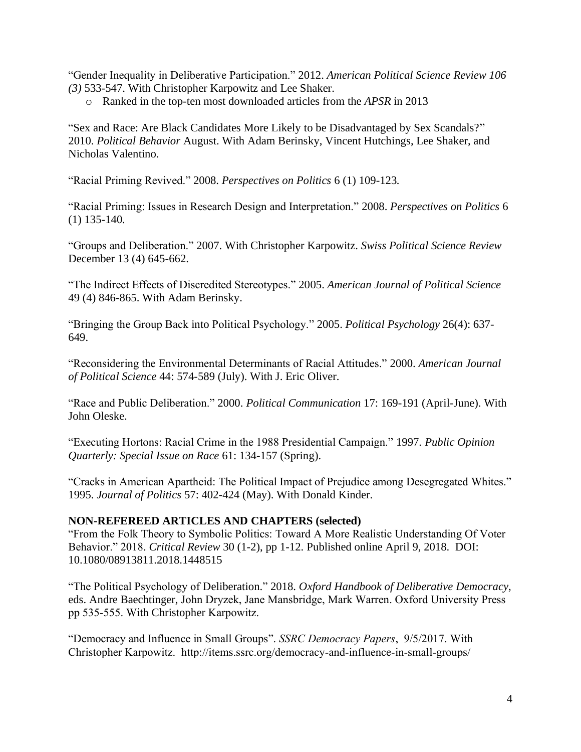"Gender Inequality in Deliberative Participation." 2012. *American Political Science Review 106 (3)* 533-547. With Christopher Karpowitz and Lee Shaker.

- Ranked in the top-ten most downloaded articles from the *APSR* in 2013

"Sex and Race: Are Black Candidates More Likely to be Disadvantaged by Sex Scandals?" 2010. *Political Behavior* August. With Adam Berinsky, Vincent Hutchings, Lee Shaker, and Nicholas Valentino.

"Racial Priming Revived." 2008. *Perspectives on Politics* 6 (1) 109-123.

"Racial Priming: Issues in Research Design and Interpretation." 2008. *Perspectives on Politics* 6 (1) 135-140.

"Groups and Deliberation." 2007. With Christopher Karpowitz. *Swiss Political Science Review* December 13 (4) 645-662.

"The Indirect Effects of Discredited Stereotypes." 2005. *American Journal of Political Science* 49 (4) 846-865. With Adam Berinsky.

"Bringing the Group Back into Political Psychology." 2005. *Political Psychology* 26(4): 637-649.

"Reconsidering the Environmental Determinants of Racial Attitudes." 2000. *American Journal of Political Science* 44: 574-589 (July). With J. Eric Oliver.

"Race and Public Deliberation." 2000. *Political Communication* 17: 169-191 (April-June). With John Oleske.

"Executing Hortons: Racial Crime in the 1988 Presidential Campaign." 1997. *Public Opinion Quarterly: Special Issue on Race* 61: 134-157 (Spring).

"Cracks in American Apartheid: The Political Impact of Prejudice among Desegregated Whites." 1995. *Journal of Politics* 57: 402-424 (May). With Donald Kinder.

**NON-REFEREED ARTICLES AND CHAPTERS (selected)**

"From the Folk Theory to Symbolic Politics: Toward A More Realistic Understanding Of Voter Behavior." 2018. *Critical Review* 30 (1-2), pp 1-12. Published online April 9, 2018. DOI: 10.1080/08913811.2018.1448515

"The Political Psychology of Deliberation." 2018. *Oxford Handbook of Deliberative Democracy*, eds. Andre Baechtinger, John Dryzek, Jane Mansbridge, Mark Warren. Oxford University Press pp 535-555. With Christopher Karpowitz.

"Democracy and Influence in Small Groups". *SSRC Democracy Papers*, 9/5/2017. With Christopher Karpowitz. http://items.ssrc.org/democracy-and-influence-in-small-groups/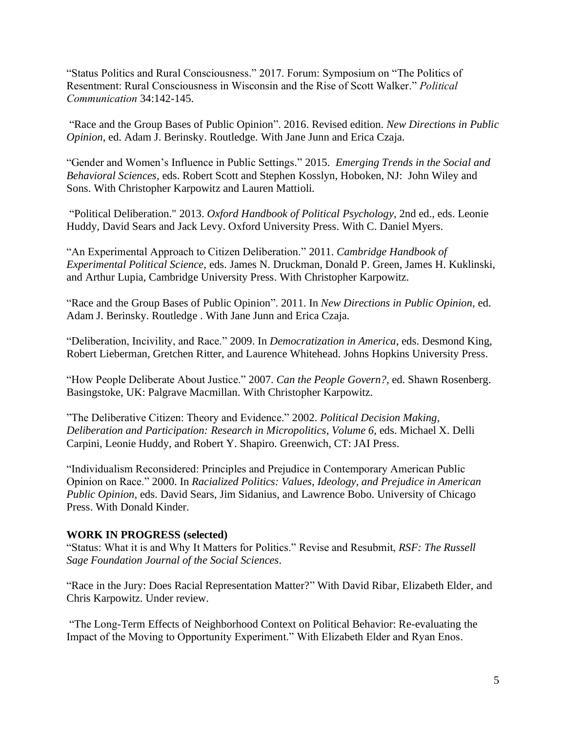"Status Politics and Rural Consciousness." 2017. Forum: Symposium on "The Politics of Resentment: Rural Consciousness in Wisconsin and the Rise of Scott Walker." *Political Communication* 34:142-145.

"Race and the Group Bases of Public Opinion". 2016. Revised edition. *New Directions in Public Opinion*, ed. Adam J. Berinsky. Routledge. With Jane Junn and Erica Czaja.

"Gender and Women's Influence in Public Settings." 2015. *Emerging Trends in the Social and Behavioral Sciences*, eds. Robert Scott and Stephen Kosslyn, Hoboken, NJ: John Wiley and Sons. With Christopher Karpowitz and Lauren Mattioli.

"Political Deliberation." 2013. *Oxford Handbook of Political Psychology*, 2nd ed., eds. Leonie Huddy, David Sears and Jack Levy. Oxford University Press. With C. Daniel Myers.

"An Experimental Approach to Citizen Deliberation." 2011. *Cambridge Handbook of Experimental Political Science,* eds. James N. Druckman, Donald P. Green, James H. Kuklinski, and Arthur Lupia, Cambridge University Press. With Christopher Karpowitz.

"Race and the Group Bases of Public Opinion". 2011. In *New Directions in Public Opinion*, ed. Adam J. Berinsky. Routledge . With Jane Junn and Erica Czaja.

"Deliberation, Incivility, and Race." 2009. In *Democratization in America*, eds. Desmond King, Robert Lieberman, Gretchen Ritter, and Laurence Whitehead. Johns Hopkins University Press.

"How People Deliberate About Justice." 2007. *Can the People Govern?*, ed. Shawn Rosenberg. Basingstoke, UK: Palgrave Macmillan. With Christopher Karpowitz.

"The Deliberative Citizen: Theory and Evidence." 2002. *Political Decision Making, Deliberation and Participation: Research in Micropolitics, Volume 6*, eds. Michael X. Delli Carpini, Leonie Huddy, and Robert Y. Shapiro. Greenwich, CT: JAI Press.

"Individualism Reconsidered: Principles and Prejudice in Contemporary American Public Opinion on Race." 2000. In *Racialized Politics: Values, Ideology, and Prejudice in American Public Opinion*, eds. David Sears, Jim Sidanius, and Lawrence Bobo. University of Chicago Press. With Donald Kinder.

**WORK IN PROGRESS (selected)**

"Status: What it is and Why It Matters for Politics." Revise and Resubmit, *RSF: The Russell Sage Foundation Journal of the Social Sciences*.

"Race in the Jury: Does Racial Representation Matter?" With David Ribar, Elizabeth Elder, and Chris Karpowitz. Under review.

"The Long-Term Effects of Neighborhood Context on Political Behavior: Re-evaluating the Impact of the Moving to Opportunity Experiment." With Elizabeth Elder and Ryan Enos.